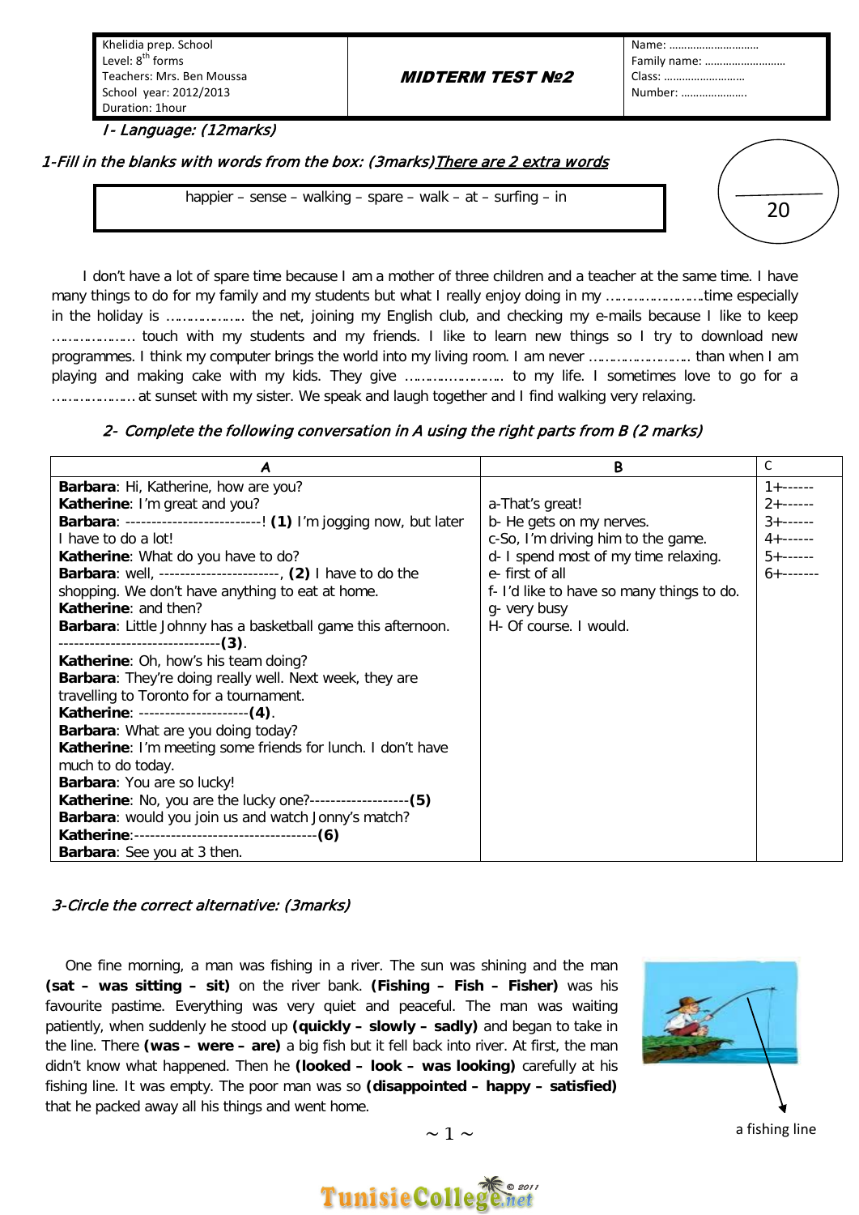| Khelidia prep. School<br>Level: 8th forms<br>Teachers: Mrs. Ben Moussa<br>School year: 2012/2013<br>Duration: 1hour | ***MIDTERM TEST №2*** | Name: ……………………….<br>Family name: ………………………<br>Class: ………………………<br>Number: …………………. |
|---|---|---|

## *I- Language: (12marks)*

*1-Fill in the blanks with words from the box: (3marks)* ***There are 2 extra words***

| happier – sense – walking – spare – walk – at – surfing – in |
|---|

20

I don't have a lot of spare time because I am a mother of three children and a teacher at the same time. I have many things to do for my family and my students but what I really enjoy doing in my …………………time especially in the holiday is ……………… the net, joining my English club, and checking my e-mails because I like to keep ……………… touch with my students and my friends. I like to learn new things so I try to download new programmes. I think my computer brings the world into my living room. I am never …………………… than when I am playing and making cake with my kids. They give ………………….. to my life. I sometimes love to go for a ……………… at sunset with my sister. We speak and laugh together and I find walking very relaxing.

*2- Complete the following conversation in A using the right parts from B (2 marks)*

| A | B | C |
|---|---|---|
| **Barbara**: Hi, Katherine, how are you?<br>**Katherine**: I'm great and you?<br>**Barbara**: -------------------------! **(1)** I'm jogging now, but later I have to do a lot!<br>**Katherine**: What do you have to do?<br>**Barbara**: well, ----------------------, **(2)** I have to do the shopping. We don't have anything to eat at home.<br>**Katherine**: and then?<br>**Barbara**: Little Johnny has a basketball game this afternoon. -------------------------------**(3)**.<br>**Katherine**: Oh, how's his team doing?<br>**Barbara**: They're doing really well. Next week, they are travelling to Toronto for a tournament.<br>**Katherine**: --------------------**(4)**.<br>**Barbara**: What are you doing today?<br>**Katherine**: I'm meeting some friends for lunch. I don't have much to do today.<br>**Barbara**: You are so lucky!<br>**Katherine**: No, you are the lucky one?------------------**(5)**<br>**Barbara**: would you join us and watch Jonny's match?<br>**Katherine**:-----------------------------------**(6)**<br>**Barbara**: See you at 3 then. | a-That's great!<br>b- He gets on my nerves.<br>c-So, I'm driving him to the game.<br>d- I spend most of my time relaxing.<br>e- first of all<br>f- I'd like to have so many things to do.<br>g- very busy<br>H- Of course. I would. | 1+------<br>2+------<br>3+------<br>4+------<br>5+------<br>6+------- |

*3-Circle the correct alternative: (3marks)*

One fine morning, a man was fishing in a river. The sun was shining and the man **(sat – was sitting – sit)** on the river bank. **(Fishing – Fish – Fisher)** was his favourite pastime. Everything was very quiet and peaceful. The man was waiting patiently, when suddenly he stood up **(quickly – slowly – sadly)** and began to take in the line. There **(was – were – are)** a big fish but it fell back into river. At first, the man didn't know what happened. Then he **(looked – look – was looking)** carefully at his fishing line. It was empty. The poor man was so **(disappointed – happy – satisfied)** that he packed away all his things and went home.

a fishing line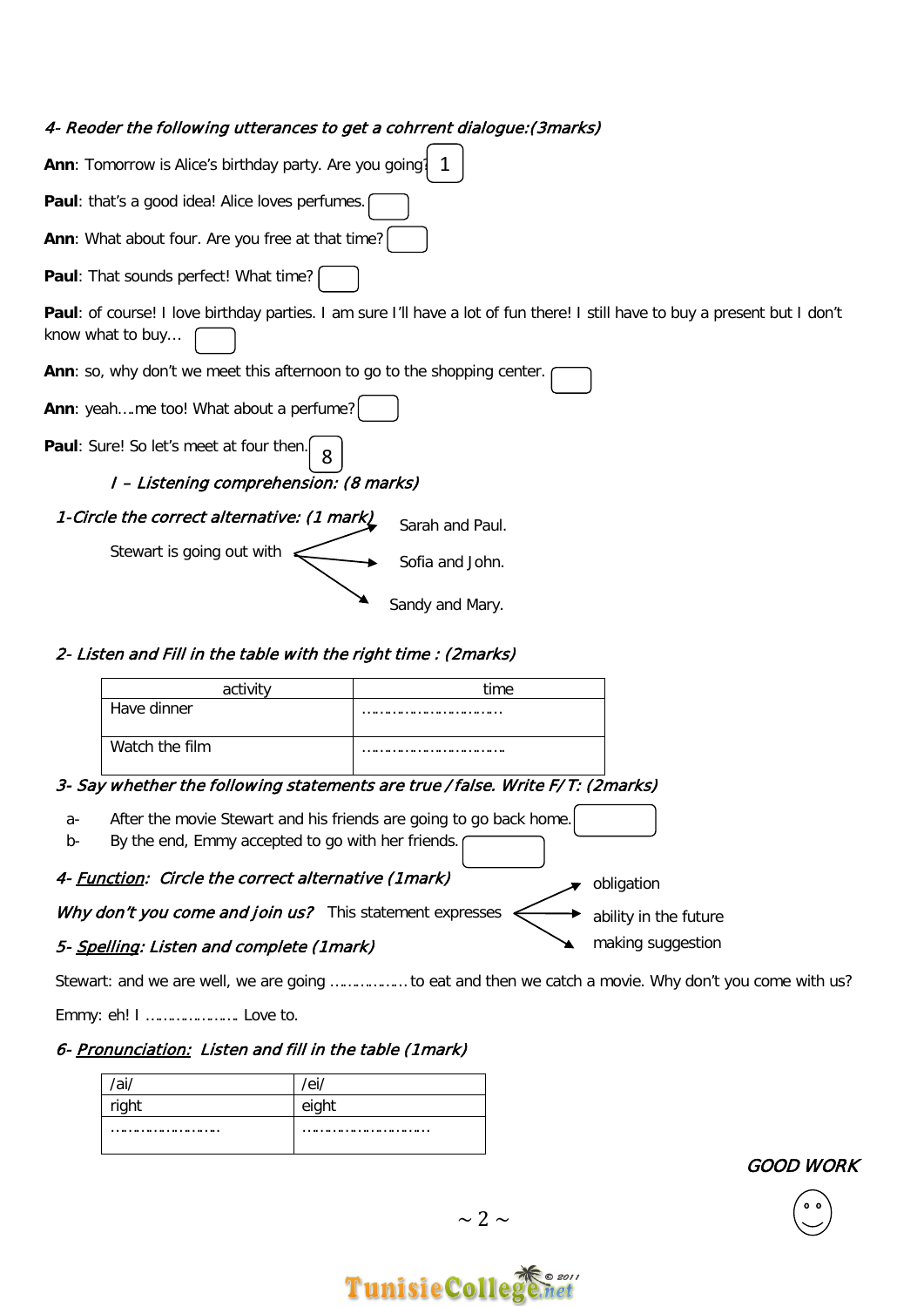*4- Reoder the following utterances to get a cohrrent dialogue:(3marks)*

**Ann**: Tomorrow is Alice's birthday party. Are you going? [ 1 ]

**Paul**: that's a good idea! Alice loves perfumes. [ ]

**Ann**: What about four. Are you free at that time? [ ]

**Paul**: That sounds perfect! What time? [ ]

**Paul**: of course! I love birthday parties. I am sure I'll have a lot of fun there! I still have to buy a present but I don't know what to buy… [ ]

**Ann**: so, why don't we meet this afternoon to go to the shopping center. [ ]

**Ann**: yeah….me too! What about a perfume? [ ]

**Paul**: Sure! So let's meet at four then. [ 8 ]

*I – Listening comprehension: (8 marks)*

*1-Circle the correct alternative: (1 mark)*

Stewart is going out with
- Sarah and Paul.
- Sofia and John.
- Sandy and Mary.

*2- Listen and Fill in the table with the right time : (2marks)*

| activity | time |
|---|---|
| Have dinner | ………………………… |
| Watch the film | ………………………… |

*3- Say whether the following statements are true / false. Write F/T: (2marks)*

a- After the movie Stewart and his friends are going to go back home. [ ]

b- By the end, Emmy accepted to go with her friends. [ ]

*4- Function: Circle the correct alternative (1mark)*

*Why don't you come and join us?* This statement expresses
- obligation
- ability in the future
- making suggestion

*5- Spelling: Listen and complete (1mark)*

Stewart: and we are well, we are going ……………… to eat and then we catch a movie. Why don't you come with us?

Emmy: eh! I ………………… Love to.

*6- Pronunciation: Listen and fill in the table (1mark)*

| /ai/ | /ei/ |
|---|---|
| right | eight |
| …………………… | ……………………… |

*GOOD WORK*